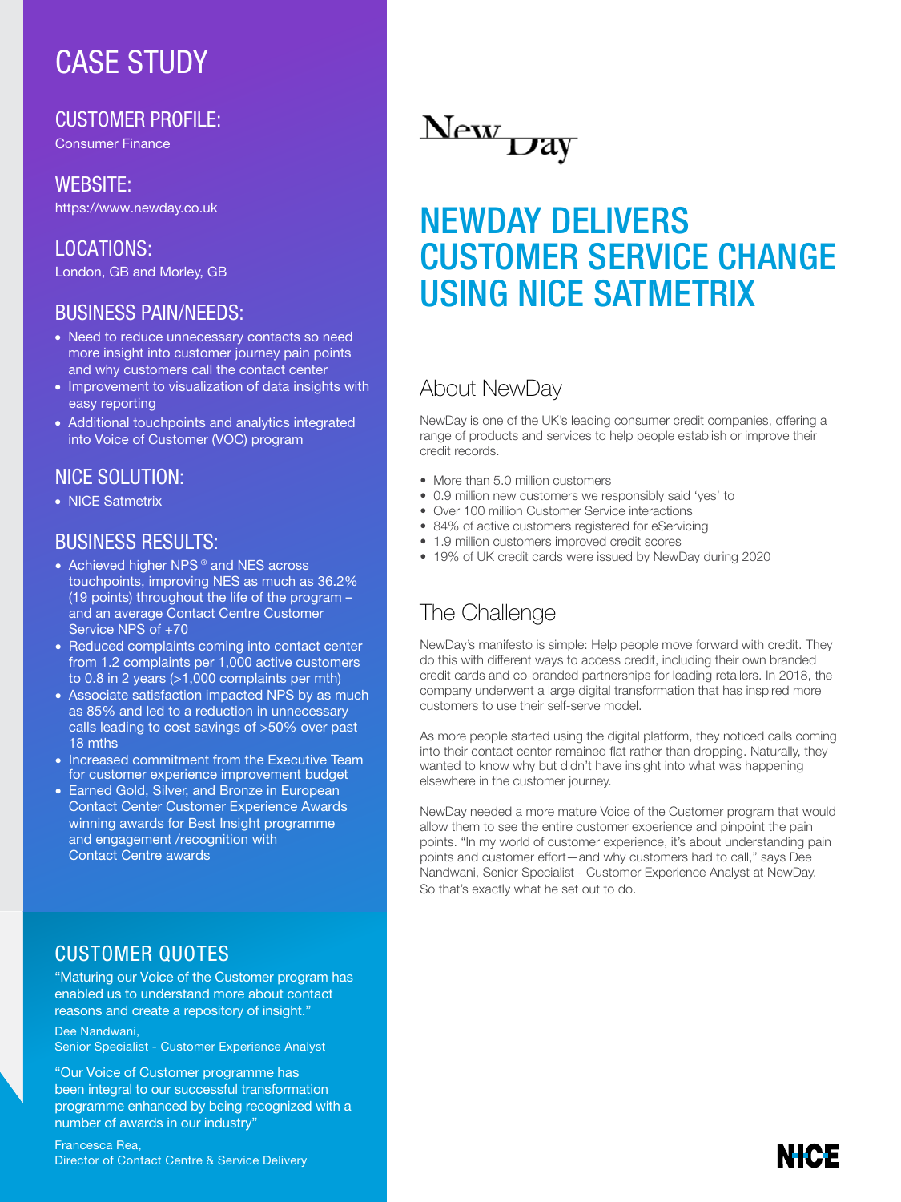# CASE STUDY

## CUSTOMER PROFILE:

Consumer Finance

## WEBSITE:

https://www.newday.co.uk

## LOCATIONS:

London, GB and Morley, GB

## BUSINESS PAIN/NEEDS:

- Need to reduce unnecessary contacts so need more insight into customer journey pain points and why customers call the contact center
- Improvement to visualization of data insights with easy reporting
- Additional touchpoints and analytics integrated into Voice of Customer (VOC) program

## NICE SOLUTION:

- NICE Satmetrix

## BUSINESS RESULTS:

- Achieved higher NPS® and NES across touchpoints, improving NES as much as 36.2% (19 points) throughout the life of the program – and an average Contact Centre Customer Service NPS of +70
- Reduced complaints coming into contact center from 1.2 complaints per 1,000 active customers to 0.8 in 2 years (>1,000 complaints per mth)
- Associate satisfaction impacted NPS by as much as 85% and led to a reduction in unnecessary calls leading to cost savings of >50% over past 18 mths
- Increased commitment from the Executive Team for customer experience improvement budget
- Earned Gold, Silver, and Bronze in European Contact Center Customer Experience Awards winning awards for Best Insight programme and engagement /recognition with Contact Centre awards

## CUSTOMER QUOTES

"Maturing our Voice of the Customer program has enabled us to understand more about contact reasons and create a repository of insight."

Dee Nandwani,
Senior Specialist - Customer Experience Analyst

"Our Voice of Customer programme has been integral to our successful transformation programme enhanced by being recognized with a number of awards in our industry"

Francesca Rea,
Director of Contact Centre & Service Delivery

New Day

# NEWDAY DELIVERS CUSTOMER SERVICE CHANGE USING NICE SATMETRIX

## About NewDay

NewDay is one of the UK's leading consumer credit companies, offering a range of products and services to help people establish or improve their credit records.

- More than 5.0 million customers
- 0.9 million new customers we responsibly said 'yes' to
- Over 100 million Customer Service interactions
- 84% of active customers registered for eServicing
- 1.9 million customers improved credit scores
- 19% of UK credit cards were issued by NewDay during 2020

## The Challenge

NewDay's manifesto is simple: Help people move forward with credit. They do this with different ways to access credit, including their own branded credit cards and co-branded partnerships for leading retailers. In 2018, the company underwent a large digital transformation that has inspired more customers to use their self-serve model.

As more people started using the digital platform, they noticed calls coming into their contact center remained flat rather than dropping. Naturally, they wanted to know why but didn't have insight into what was happening elsewhere in the customer journey.

NewDay needed a more mature Voice of the Customer program that would allow them to see the entire customer experience and pinpoint the pain points. "In my world of customer experience, it's about understanding pain points and customer effort—and why customers had to call," says Dee Nandwani, Senior Specialist - Customer Experience Analyst at NewDay. So that's exactly what he set out to do.

NICE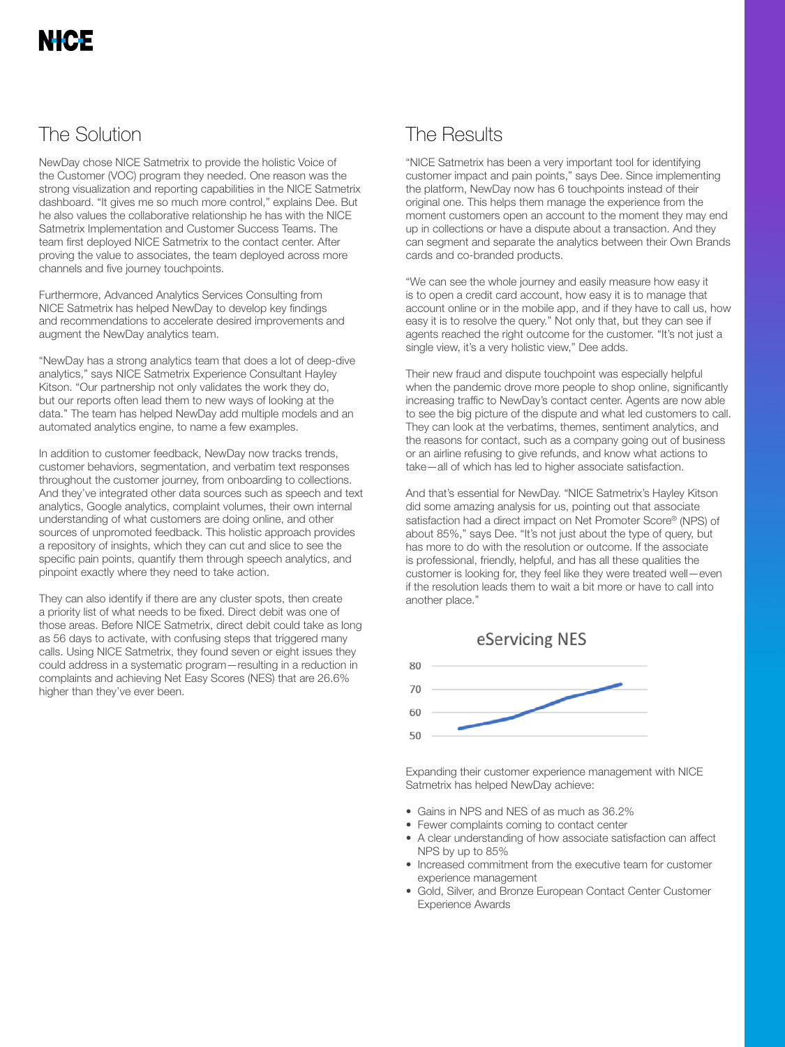## The Solution

NewDay chose NICE Satmetrix to provide the holistic Voice of the Customer (VOC) program they needed. One reason was the strong visualization and reporting capabilities in the NICE Satmetrix dashboard. "It gives me so much more control," explains Dee. But he also values the collaborative relationship he has with the NICE Satmetrix Implementation and Customer Success Teams. The team first deployed NICE Satmetrix to the contact center. After proving the value to associates, the team deployed across more channels and five journey touchpoints.

Furthermore, Advanced Analytics Services Consulting from NICE Satmetrix has helped NewDay to develop key findings and recommendations to accelerate desired improvements and augment the NewDay analytics team.

"NewDay has a strong analytics team that does a lot of deep-dive analytics," says NICE Satmetrix Experience Consultant Hayley Kitson. "Our partnership not only validates the work they do, but our reports often lead them to new ways of looking at the data." The team has helped NewDay add multiple models and an automated analytics engine, to name a few examples.

In addition to customer feedback, NewDay now tracks trends, customer behaviors, segmentation, and verbatim text responses throughout the customer journey, from onboarding to collections. And they've integrated other data sources such as speech and text analytics, Google analytics, complaint volumes, their own internal understanding of what customers are doing online, and other sources of unpromoted feedback. This holistic approach provides a repository of insights, which they can cut and slice to see the specific pain points, quantify them through speech analytics, and pinpoint exactly where they need to take action.

They can also identify if there are any cluster spots, then create a priority list of what needs to be fixed. Direct debit was one of those areas. Before NICE Satmetrix, direct debit could take as long as 56 days to activate, with confusing steps that triggered many calls. Using NICE Satmetrix, they found seven or eight issues they could address in a systematic program—resulting in a reduction in complaints and achieving Net Easy Scores (NES) that are 26.6% higher than they've ever been.

## The Results

"NICE Satmetrix has been a very important tool for identifying customer impact and pain points," says Dee. Since implementing the platform, NewDay now has 6 touchpoints instead of their original one. This helps them manage the experience from the moment customers open an account to the moment they may end up in collections or have a dispute about a transaction. And they can segment and separate the analytics between their Own Brands cards and co-branded products.

"We can see the whole journey and easily measure how easy it is to open a credit card account, how easy it is to manage that account online or in the mobile app, and if they have to call us, how easy it is to resolve the query." Not only that, but they can see if agents reached the right outcome for the customer. "It's not just a single view, it's a very holistic view," Dee adds.

Their new fraud and dispute touchpoint was especially helpful when the pandemic drove more people to shop online, significantly increasing traffic to NewDay's contact center. Agents are now able to see the big picture of the dispute and what led customers to call. They can look at the verbatims, themes, sentiment analytics, and the reasons for contact, such as a company going out of business or an airline refusing to give refunds, and know what actions to take—all of which has led to higher associate satisfaction.

And that's essential for NewDay. "NICE Satmetrix's Hayley Kitson did some amazing analysis for us, pointing out that associate satisfaction had a direct impact on Net Promoter Score® (NPS) of about 85%," says Dee. "It's not just about the type of query, but has more to do with the resolution or outcome. If the associate is professional, friendly, helpful, and has all these qualities the customer is looking for, they feel like they were treated well—even if the resolution leads them to wait a bit more or have to call into another place."

eServicing NES

Expanding their customer experience management with NICE Satmetrix has helped NewDay achieve:

- Gains in NPS and NES of as much as 36.2%
- Fewer complaints coming to contact center
- A clear understanding of how associate satisfaction can affect NPS by up to 85%
- Increased commitment from the executive team for customer experience management
- Gold, Silver, and Bronze European Contact Center Customer Experience Awards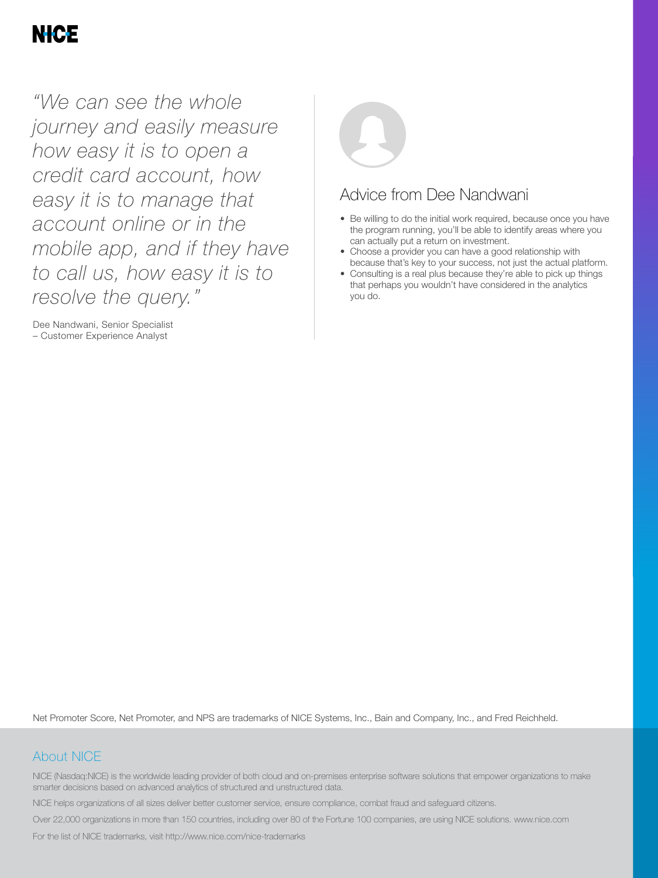*"We can see the whole journey and easily measure how easy it is to open a credit card account, how easy it is to manage that account online or in the mobile app, and if they have to call us, how easy it is to resolve the query."*

Dee Nandwani, Senior Specialist
– Customer Experience Analyst

## Advice from Dee Nandwani

- Be willing to do the initial work required, because once you have the program running, you'll be able to identify areas where you can actually put a return on investment.
- Choose a provider you can have a good relationship with because that's key to your success, not just the actual platform.
- Consulting is a real plus because they're able to pick up things that perhaps you wouldn't have considered in the analytics you do.

Net Promoter Score, Net Promoter, and NPS are trademarks of NICE Systems, Inc., Bain and Company, Inc., and Fred Reichheld.

## About NICE

NICE (Nasdaq:NICE) is the worldwide leading provider of both cloud and on-premises enterprise software solutions that empower organizations to make smarter decisions based on advanced analytics of structured and unstructured data.

NICE helps organizations of all sizes deliver better customer service, ensure compliance, combat fraud and safeguard citizens.

Over 22,000 organizations in more than 150 countries, including over 80 of the Fortune 100 companies, are using NICE solutions. www.nice.com

For the list of NICE trademarks, visit http://www.nice.com/nice-trademarks